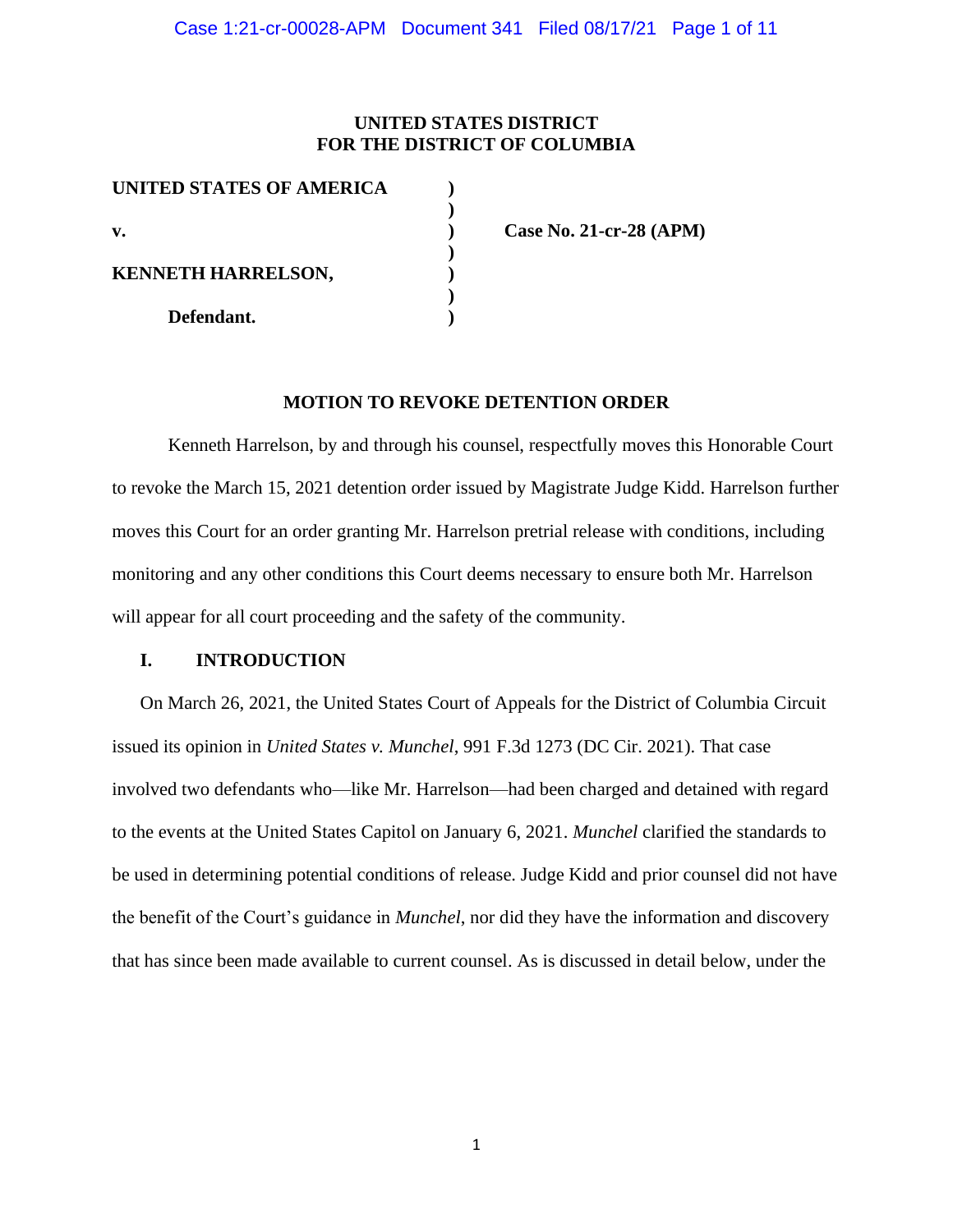**UNITED STATES DISTRICT**
**FOR THE DISTRICT OF COLUMBIA**

| | | |
|---|---|---|
| **UNITED STATES OF AMERICA** | **)** | |
| | **)** | |
| **v.** | **)** | **Case No. 21-cr-28 (APM)** |
| | **)** | |
| **KENNETH HARRELSON,** | **)** | |
| | **)** | |
| **Defendant.** | **)** | |

**MOTION TO REVOKE DETENTION ORDER**

Kenneth Harrelson, by and through his counsel, respectfully moves this Honorable Court to revoke the March 15, 2021 detention order issued by Magistrate Judge Kidd. Harrelson further moves this Court for an order granting Mr. Harrelson pretrial release with conditions, including monitoring and any other conditions this Court deems necessary to ensure both Mr. Harrelson will appear for all court proceeding and the safety of the community.

## I. INTRODUCTION

On March 26, 2021, the United States Court of Appeals for the District of Columbia Circuit issued its opinion in *United States v. Munchel*, 991 F.3d 1273 (DC Cir. 2021). That case involved two defendants who—like Mr. Harrelson—had been charged and detained with regard to the events at the United States Capitol on January 6, 2021. *Munchel* clarified the standards to be used in determining potential conditions of release. Judge Kidd and prior counsel did not have the benefit of the Court's guidance in *Munchel*, nor did they have the information and discovery that has since been made available to current counsel. As is discussed in detail below, under the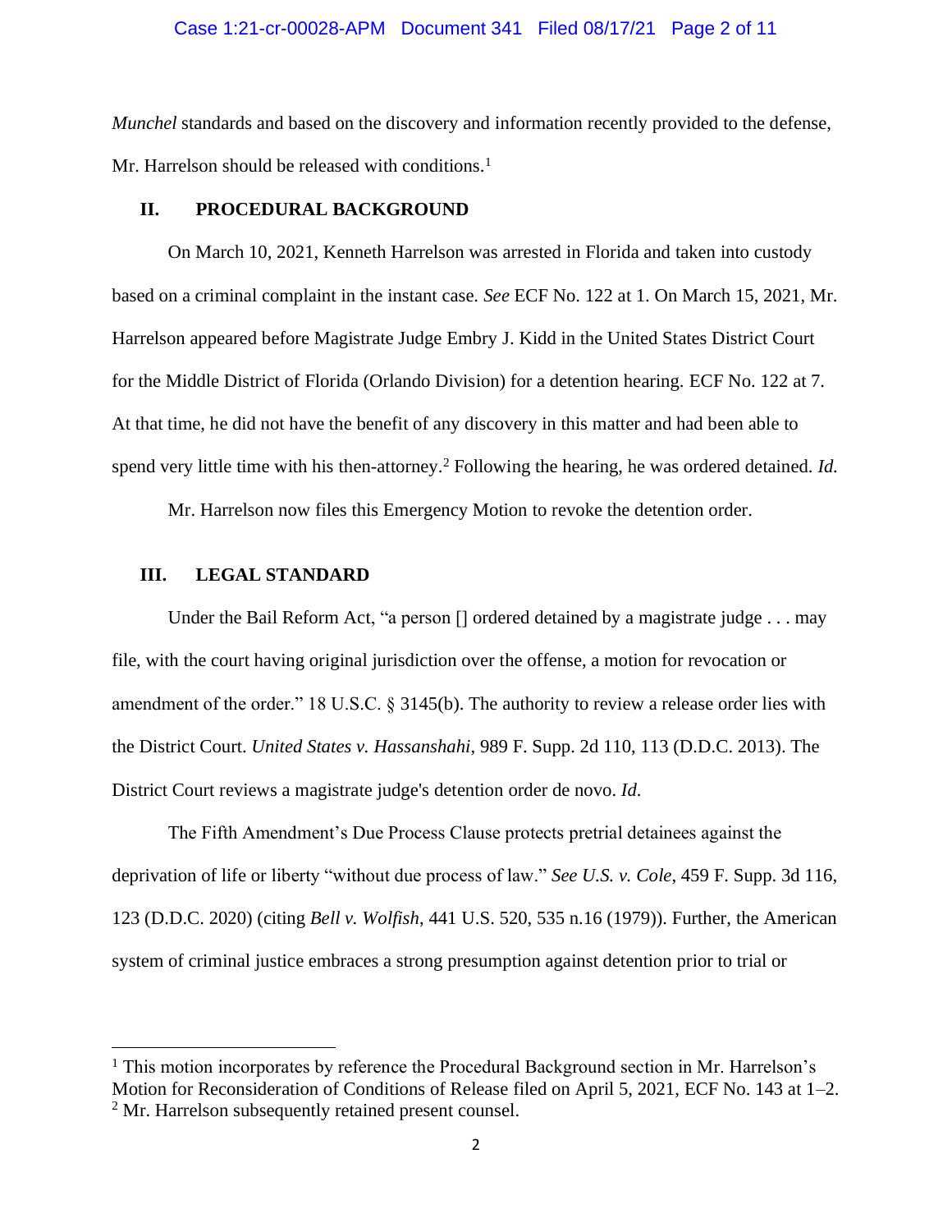*Munchel* standards and based on the discovery and information recently provided to the defense, Mr. Harrelson should be released with conditions.[1]

## II. PROCEDURAL BACKGROUND

On March 10, 2021, Kenneth Harrelson was arrested in Florida and taken into custody based on a criminal complaint in the instant case. *See* ECF No. 122 at 1. On March 15, 2021, Mr. Harrelson appeared before Magistrate Judge Embry J. Kidd in the United States District Court for the Middle District of Florida (Orlando Division) for a detention hearing. ECF No. 122 at 7. At that time, he did not have the benefit of any discovery in this matter and had been able to spend very little time with his then-attorney.[2] Following the hearing, he was ordered detained. *Id.*

Mr. Harrelson now files this Emergency Motion to revoke the detention order.

## III. LEGAL STANDARD

Under the Bail Reform Act, "a person [] ordered detained by a magistrate judge . . . may file, with the court having original jurisdiction over the offense, a motion for revocation or amendment of the order." 18 U.S.C. § 3145(b). The authority to review a release order lies with the District Court. *United States v. Hassanshahi*, 989 F. Supp. 2d 110, 113 (D.D.C. 2013). The District Court reviews a magistrate judge's detention order de novo. *Id*.

The Fifth Amendment's Due Process Clause protects pretrial detainees against the deprivation of life or liberty "without due process of law." *See U.S. v. Cole*, 459 F. Supp. 3d 116, 123 (D.D.C. 2020) (citing *Bell v. Wolfish*, 441 U.S. 520, 535 n.16 (1979)). Further, the American system of criminal justice embraces a strong presumption against detention prior to trial or

---

[1] This motion incorporates by reference the Procedural Background section in Mr. Harrelson's Motion for Reconsideration of Conditions of Release filed on April 5, 2021, ECF No. 143 at 1–2.

[2] Mr. Harrelson subsequently retained present counsel.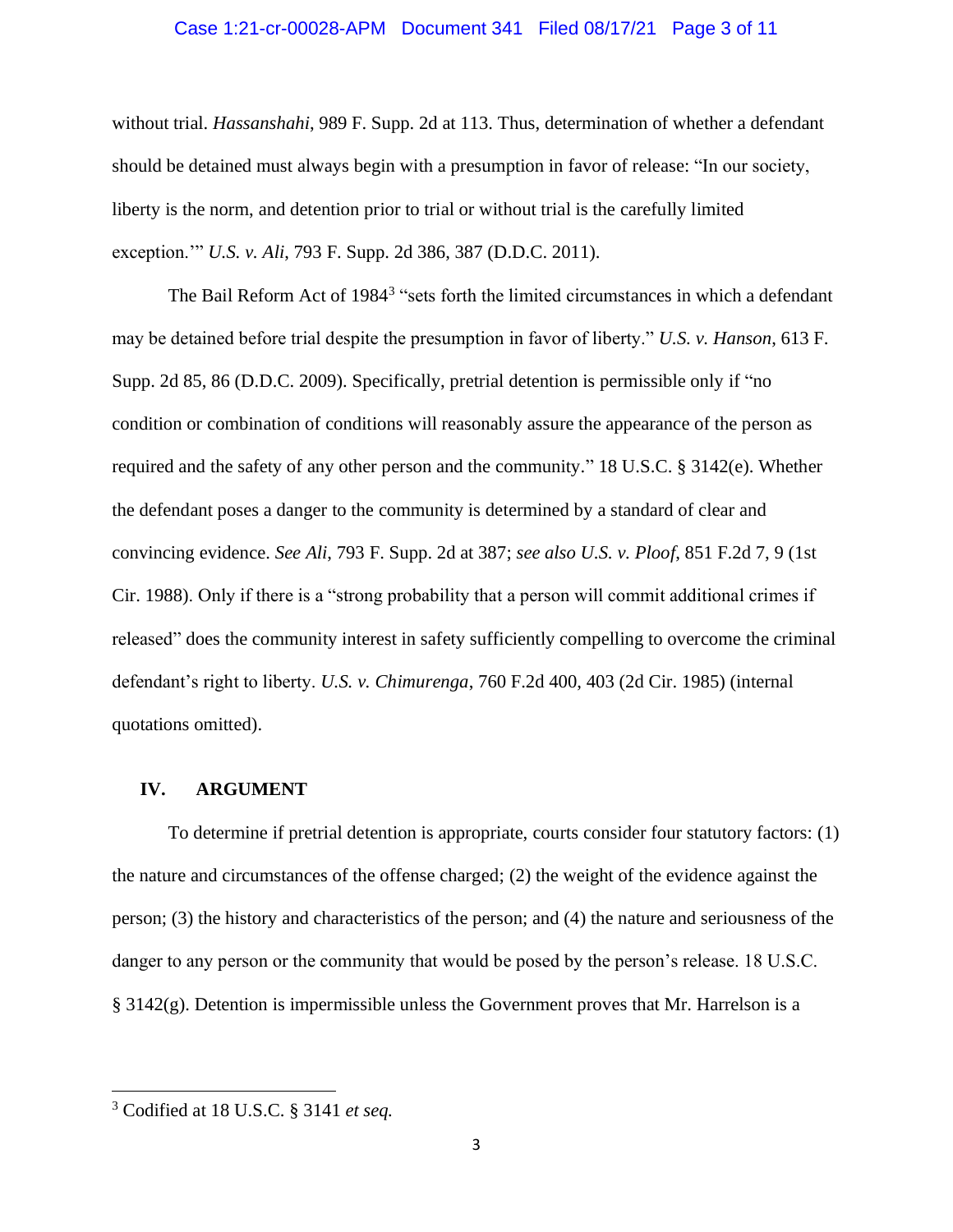without trial. *Hassanshahi*, 989 F. Supp. 2d at 113. Thus, determination of whether a defendant should be detained must always begin with a presumption in favor of release: "In our society, liberty is the norm, and detention prior to trial or without trial is the carefully limited exception.'" *U.S. v. Ali*, 793 F. Supp. 2d 386, 387 (D.D.C. 2011).

The Bail Reform Act of 1984[3] "sets forth the limited circumstances in which a defendant may be detained before trial despite the presumption in favor of liberty." *U.S. v. Hanson*, 613 F. Supp. 2d 85, 86 (D.D.C. 2009). Specifically, pretrial detention is permissible only if "no condition or combination of conditions will reasonably assure the appearance of the person as required and the safety of any other person and the community." 18 U.S.C. § 3142(e). Whether the defendant poses a danger to the community is determined by a standard of clear and convincing evidence. *See Ali*, 793 F. Supp. 2d at 387; *see also U.S. v. Ploof*, 851 F.2d 7, 9 (1st Cir. 1988). Only if there is a "strong probability that a person will commit additional crimes if released" does the community interest in safety sufficiently compelling to overcome the criminal defendant's right to liberty. *U.S. v. Chimurenga*, 760 F.2d 400, 403 (2d Cir. 1985) (internal quotations omitted).

## IV. ARGUMENT

To determine if pretrial detention is appropriate, courts consider four statutory factors: (1) the nature and circumstances of the offense charged; (2) the weight of the evidence against the person; (3) the history and characteristics of the person; and (4) the nature and seriousness of the danger to any person or the community that would be posed by the person's release. 18 U.S.C. § 3142(g). Detention is impermissible unless the Government proves that Mr. Harrelson is a

---

[3] Codified at 18 U.S.C. § 3141 *et seq.*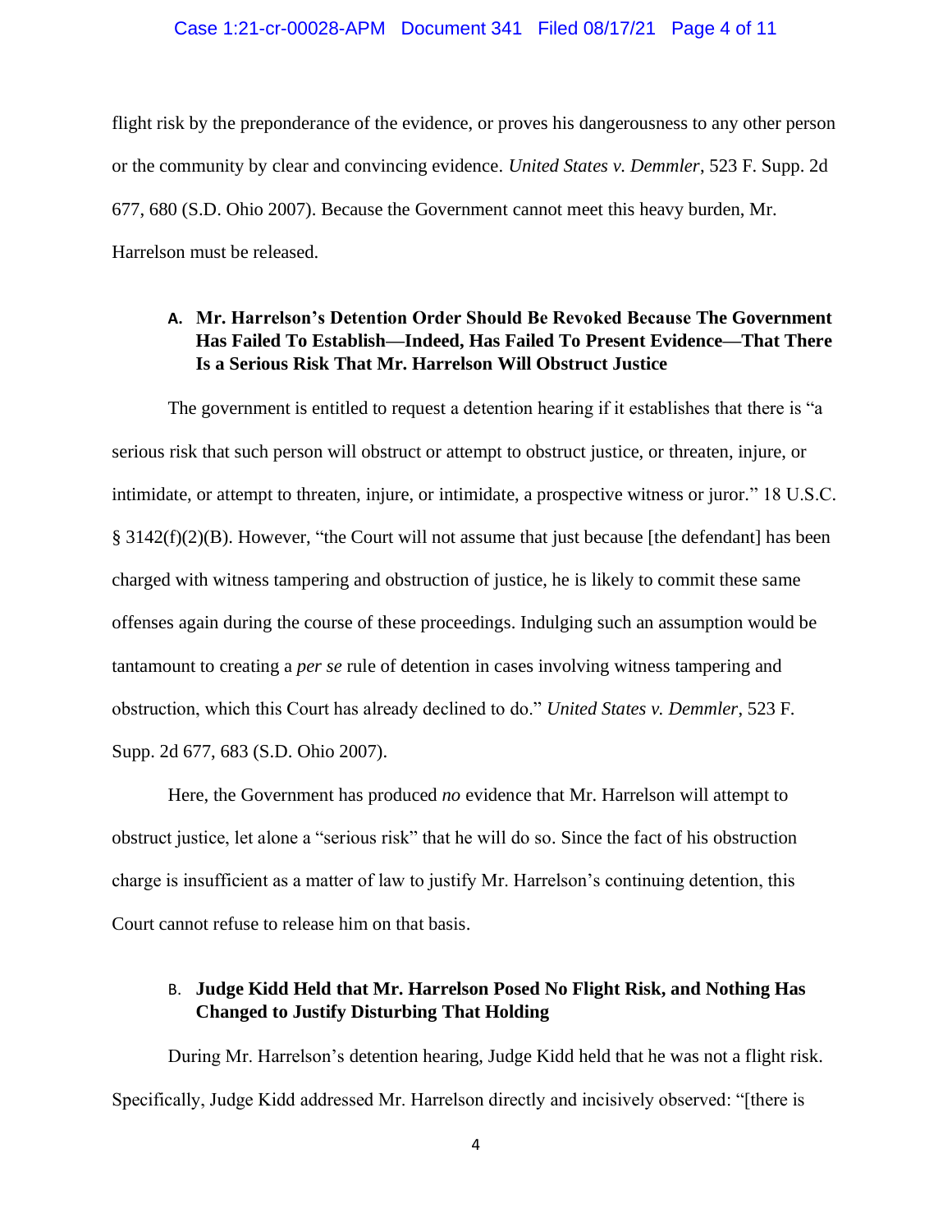flight risk by the preponderance of the evidence, or proves his dangerousness to any other person or the community by clear and convincing evidence. *United States v. Demmler*, 523 F. Supp. 2d 677, 680 (S.D. Ohio 2007). Because the Government cannot meet this heavy burden, Mr. Harrelson must be released.

### A. Mr. Harrelson's Detention Order Should Be Revoked Because The Government Has Failed To Establish—Indeed, Has Failed To Present Evidence—That There Is a Serious Risk That Mr. Harrelson Will Obstruct Justice

The government is entitled to request a detention hearing if it establishes that there is "a serious risk that such person will obstruct or attempt to obstruct justice, or threaten, injure, or intimidate, or attempt to threaten, injure, or intimidate, a prospective witness or juror." 18 U.S.C. § 3142(f)(2)(B). However, "the Court will not assume that just because [the defendant] has been charged with witness tampering and obstruction of justice, he is likely to commit these same offenses again during the course of these proceedings. Indulging such an assumption would be tantamount to creating a *per se* rule of detention in cases involving witness tampering and obstruction, which this Court has already declined to do." *United States v. Demmler*, 523 F. Supp. 2d 677, 683 (S.D. Ohio 2007).

Here, the Government has produced *no* evidence that Mr. Harrelson will attempt to obstruct justice, let alone a "serious risk" that he will do so. Since the fact of his obstruction charge is insufficient as a matter of law to justify Mr. Harrelson's continuing detention, this Court cannot refuse to release him on that basis.

### B. Judge Kidd Held that Mr. Harrelson Posed No Flight Risk, and Nothing Has Changed to Justify Disturbing That Holding

During Mr. Harrelson's detention hearing, Judge Kidd held that he was not a flight risk. Specifically, Judge Kidd addressed Mr. Harrelson directly and incisively observed: "[there is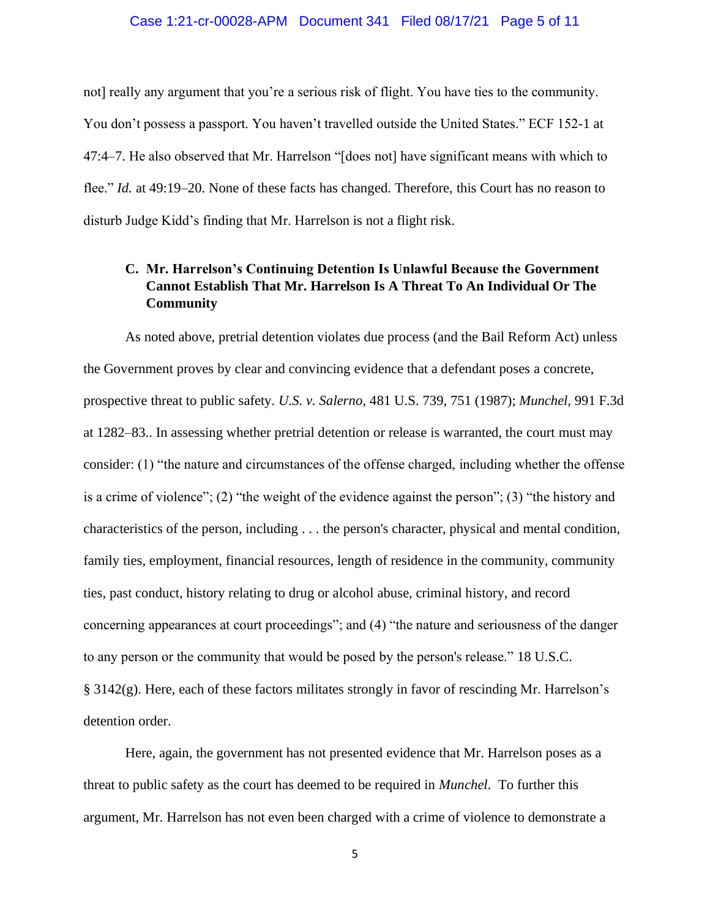not] really any argument that you're a serious risk of flight. You have ties to the community. You don't possess a passport. You haven't travelled outside the United States." ECF 152-1 at 47:4–7. He also observed that Mr. Harrelson "[does not] have significant means with which to flee." *Id.* at 49:19–20. None of these facts has changed. Therefore, this Court has no reason to disturb Judge Kidd's finding that Mr. Harrelson is not a flight risk.

### C. Mr. Harrelson's Continuing Detention Is Unlawful Because the Government Cannot Establish That Mr. Harrelson Is A Threat To An Individual Or The Community

As noted above, pretrial detention violates due process (and the Bail Reform Act) unless the Government proves by clear and convincing evidence that a defendant poses a concrete, prospective threat to public safety. *U.S. v. Salerno*, 481 U.S. 739, 751 (1987); *Munchel*, 991 F.3d at 1282–83.. In assessing whether pretrial detention or release is warranted, the court must may consider: (1) "the nature and circumstances of the offense charged, including whether the offense is a crime of violence"; (2) "the weight of the evidence against the person"; (3) "the history and characteristics of the person, including . . . the person's character, physical and mental condition, family ties, employment, financial resources, length of residence in the community, community ties, past conduct, history relating to drug or alcohol abuse, criminal history, and record concerning appearances at court proceedings"; and (4) "the nature and seriousness of the danger to any person or the community that would be posed by the person's release." 18 U.S.C. § 3142(g). Here, each of these factors militates strongly in favor of rescinding Mr. Harrelson's detention order.

Here, again, the government has not presented evidence that Mr. Harrelson poses as a threat to public safety as the court has deemed to be required in *Munchel*. To further this argument, Mr. Harrelson has not even been charged with a crime of violence to demonstrate a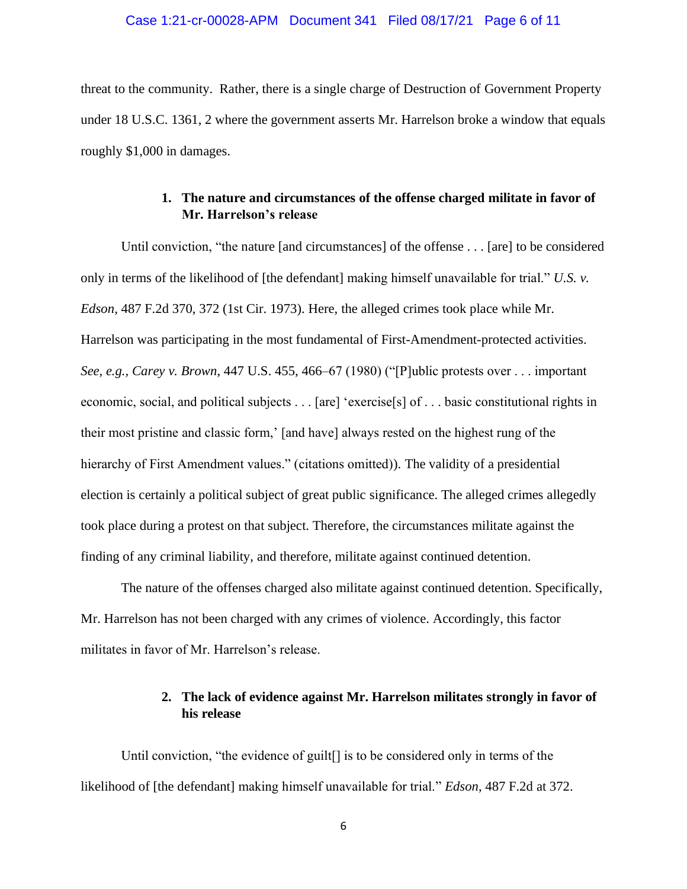threat to the community. Rather, there is a single charge of Destruction of Government Property under 18 U.S.C. 1361, 2 where the government asserts Mr. Harrelson broke a window that equals roughly $1,000 in damages.

### 1. The nature and circumstances of the offense charged militate in favor of Mr. Harrelson's release

Until conviction, "the nature [and circumstances] of the offense . . . [are] to be considered only in terms of the likelihood of [the defendant] making himself unavailable for trial." *U.S. v. Edson*, 487 F.2d 370, 372 (1st Cir. 1973). Here, the alleged crimes took place while Mr. Harrelson was participating in the most fundamental of First-Amendment-protected activities. *See, e.g.*, *Carey v. Brown*, 447 U.S. 455, 466–67 (1980) ("[P]ublic protests over . . . important economic, social, and political subjects . . . [are] 'exercise[s] of . . . basic constitutional rights in their most pristine and classic form,' [and have] always rested on the highest rung of the hierarchy of First Amendment values." (citations omitted)). The validity of a presidential election is certainly a political subject of great public significance. The alleged crimes allegedly took place during a protest on that subject. Therefore, the circumstances militate against the finding of any criminal liability, and therefore, militate against continued detention.

The nature of the offenses charged also militate against continued detention. Specifically, Mr. Harrelson has not been charged with any crimes of violence. Accordingly, this factor militates in favor of Mr. Harrelson's release.

### 2. The lack of evidence against Mr. Harrelson militates strongly in favor of his release

Until conviction, "the evidence of guilt[] is to be considered only in terms of the likelihood of [the defendant] making himself unavailable for trial." *Edson*, 487 F.2d at 372.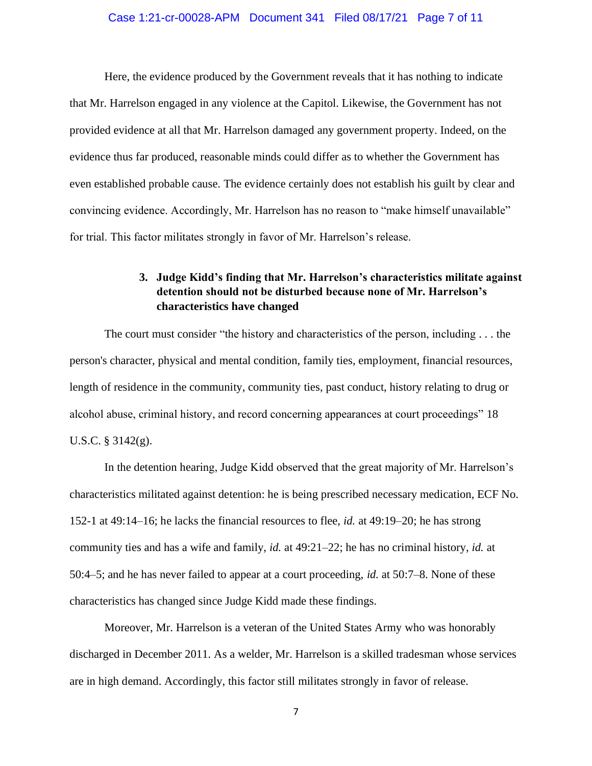Here, the evidence produced by the Government reveals that it has nothing to indicate that Mr. Harrelson engaged in any violence at the Capitol. Likewise, the Government has not provided evidence at all that Mr. Harrelson damaged any government property. Indeed, on the evidence thus far produced, reasonable minds could differ as to whether the Government has even established probable cause. The evidence certainly does not establish his guilt by clear and convincing evidence. Accordingly, Mr. Harrelson has no reason to "make himself unavailable" for trial. This factor militates strongly in favor of Mr. Harrelson's release.

**3. Judge Kidd's finding that Mr. Harrelson's characteristics militate against detention should not be disturbed because none of Mr. Harrelson's characteristics have changed**

The court must consider "the history and characteristics of the person, including . . . the person's character, physical and mental condition, family ties, employment, financial resources, length of residence in the community, community ties, past conduct, history relating to drug or alcohol abuse, criminal history, and record concerning appearances at court proceedings" 18 U.S.C. § 3142(g).

In the detention hearing, Judge Kidd observed that the great majority of Mr. Harrelson's characteristics militated against detention: he is being prescribed necessary medication, ECF No. 152-1 at 49:14–16; he lacks the financial resources to flee, *id.* at 49:19–20; he has strong community ties and has a wife and family, *id.* at 49:21–22; he has no criminal history, *id.* at 50:4–5; and he has never failed to appear at a court proceeding, *id.* at 50:7–8. None of these characteristics has changed since Judge Kidd made these findings.

Moreover, Mr. Harrelson is a veteran of the United States Army who was honorably discharged in December 2011. As a welder, Mr. Harrelson is a skilled tradesman whose services are in high demand. Accordingly, this factor still militates strongly in favor of release.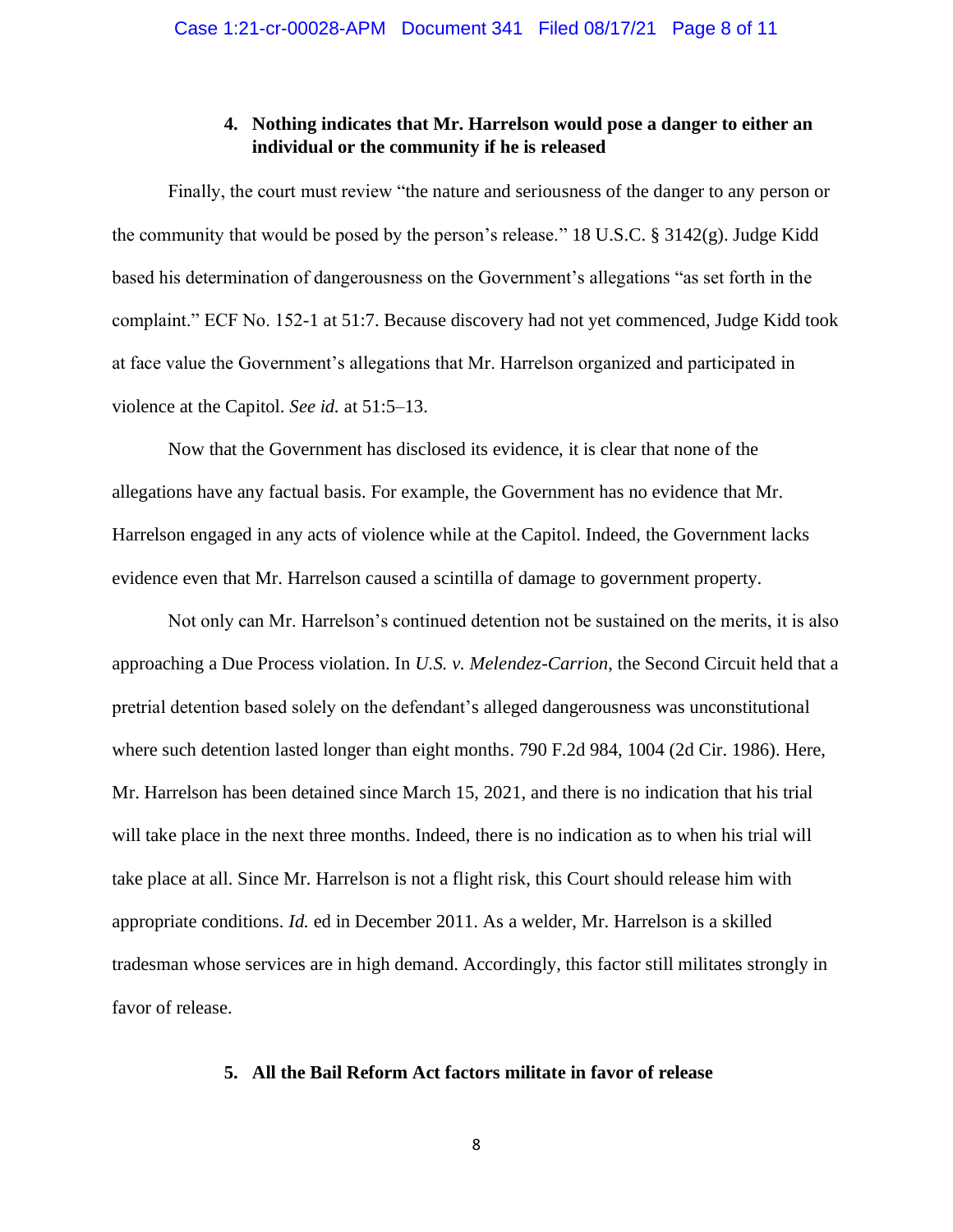### 4. Nothing indicates that Mr. Harrelson would pose a danger to either an individual or the community if he is released

Finally, the court must review "the nature and seriousness of the danger to any person or the community that would be posed by the person's release." 18 U.S.C. § 3142(g). Judge Kidd based his determination of dangerousness on the Government's allegations "as set forth in the complaint." ECF No. 152-1 at 51:7. Because discovery had not yet commenced, Judge Kidd took at face value the Government's allegations that Mr. Harrelson organized and participated in violence at the Capitol. *See id.* at 51:5–13.

Now that the Government has disclosed its evidence, it is clear that none of the allegations have any factual basis. For example, the Government has no evidence that Mr. Harrelson engaged in any acts of violence while at the Capitol. Indeed, the Government lacks evidence even that Mr. Harrelson caused a scintilla of damage to government property.

Not only can Mr. Harrelson's continued detention not be sustained on the merits, it is also approaching a Due Process violation. In *U.S. v. Melendez-Carrion*, the Second Circuit held that a pretrial detention based solely on the defendant's alleged dangerousness was unconstitutional where such detention lasted longer than eight months. 790 F.2d 984, 1004 (2d Cir. 1986). Here, Mr. Harrelson has been detained since March 15, 2021, and there is no indication that his trial will take place in the next three months. Indeed, there is no indication as to when his trial will take place at all. Since Mr. Harrelson is not a flight risk, this Court should release him with appropriate conditions. *Id.* ed in December 2011. As a welder, Mr. Harrelson is a skilled tradesman whose services are in high demand. Accordingly, this factor still militates strongly in favor of release.

### 5. All the Bail Reform Act factors militate in favor of release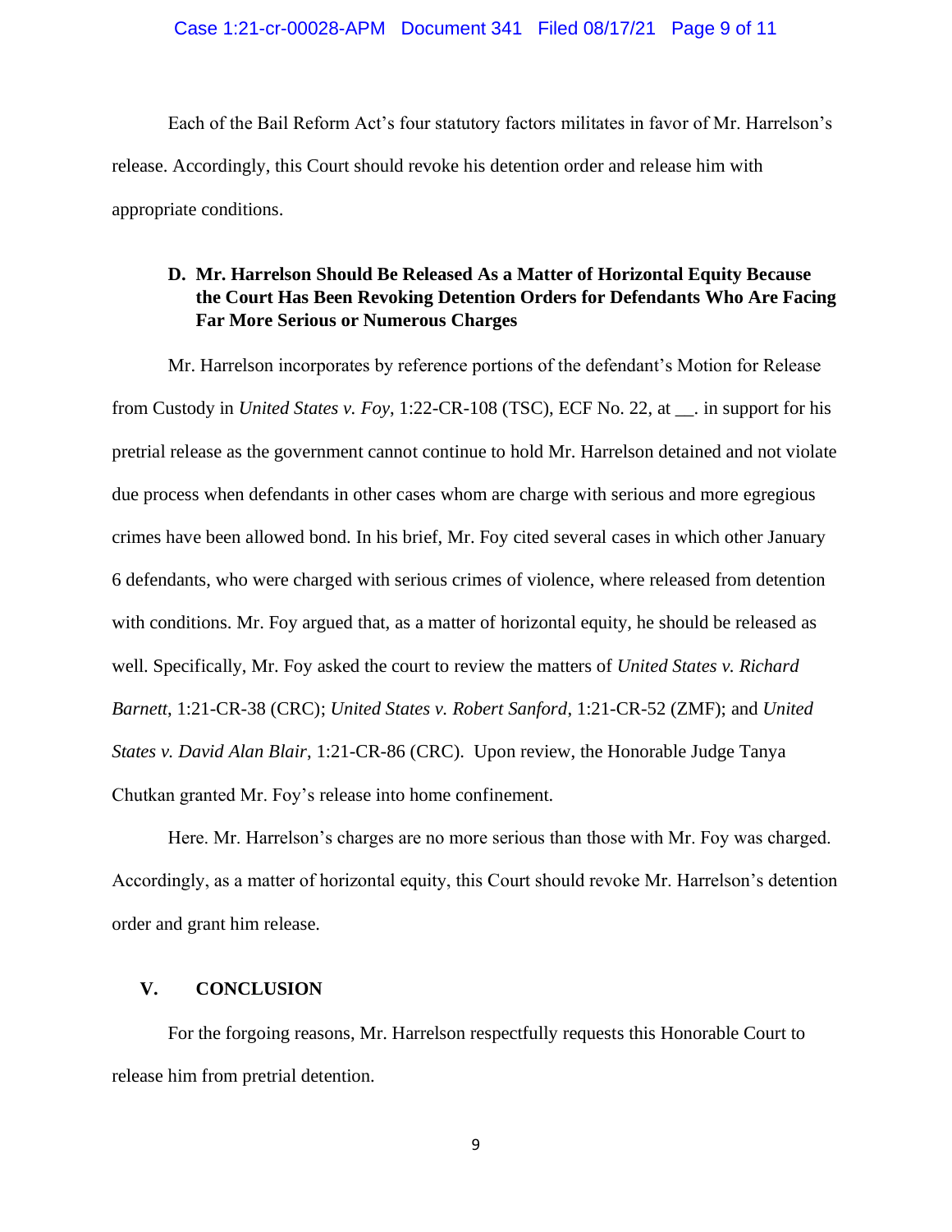Each of the Bail Reform Act's four statutory factors militates in favor of Mr. Harrelson's release. Accordingly, this Court should revoke his detention order and release him with appropriate conditions.

### D. Mr. Harrelson Should Be Released As a Matter of Horizontal Equity Because the Court Has Been Revoking Detention Orders for Defendants Who Are Facing Far More Serious or Numerous Charges

Mr. Harrelson incorporates by reference portions of the defendant's Motion for Release from Custody in *United States v. Foy*, 1:22-CR-108 (TSC), ECF No. 22, at __. in support for his pretrial release as the government cannot continue to hold Mr. Harrelson detained and not violate due process when defendants in other cases whom are charge with serious and more egregious crimes have been allowed bond. In his brief, Mr. Foy cited several cases in which other January 6 defendants, who were charged with serious crimes of violence, where released from detention with conditions. Mr. Foy argued that, as a matter of horizontal equity, he should be released as well. Specifically, Mr. Foy asked the court to review the matters of *United States v. Richard Barnett*, 1:21-CR-38 (CRC); *United States v. Robert Sanford*, 1:21-CR-52 (ZMF); and *United States v. David Alan Blair*, 1:21-CR-86 (CRC). Upon review, the Honorable Judge Tanya Chutkan granted Mr. Foy's release into home confinement.

Here. Mr. Harrelson's charges are no more serious than those with Mr. Foy was charged. Accordingly, as a matter of horizontal equity, this Court should revoke Mr. Harrelson's detention order and grant him release.

## V. CONCLUSION

For the forgoing reasons, Mr. Harrelson respectfully requests this Honorable Court to release him from pretrial detention.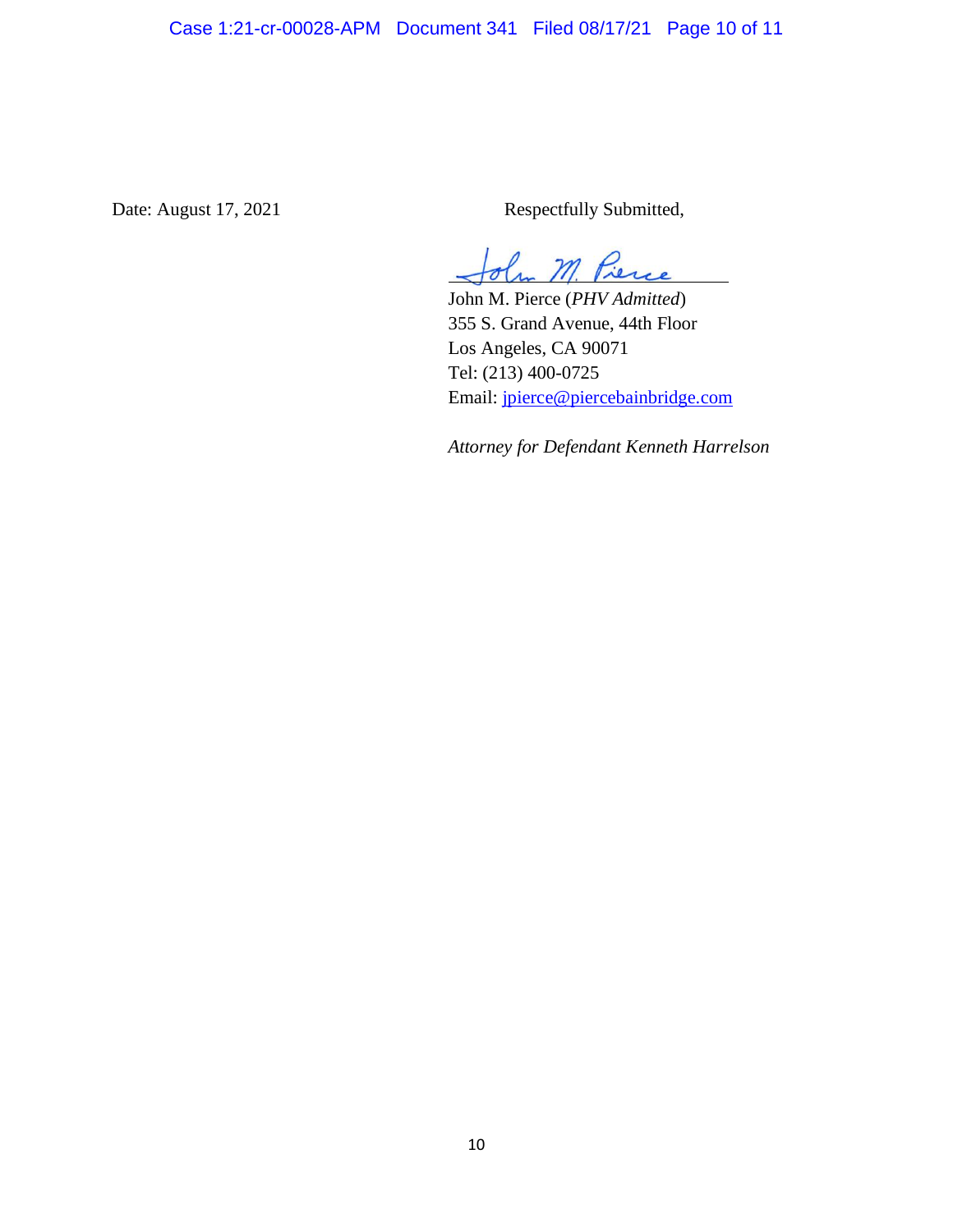Date: August 17, 2021

Respectfully Submitted,

/s/ John M. Pierce

John M. Pierce (*PHV Admitted*)
355 S. Grand Avenue, 44th Floor
Los Angeles, CA 90071
Tel: (213) 400-0725
Email: jpierce@piercebainbridge.com

*Attorney for Defendant Kenneth Harrelson*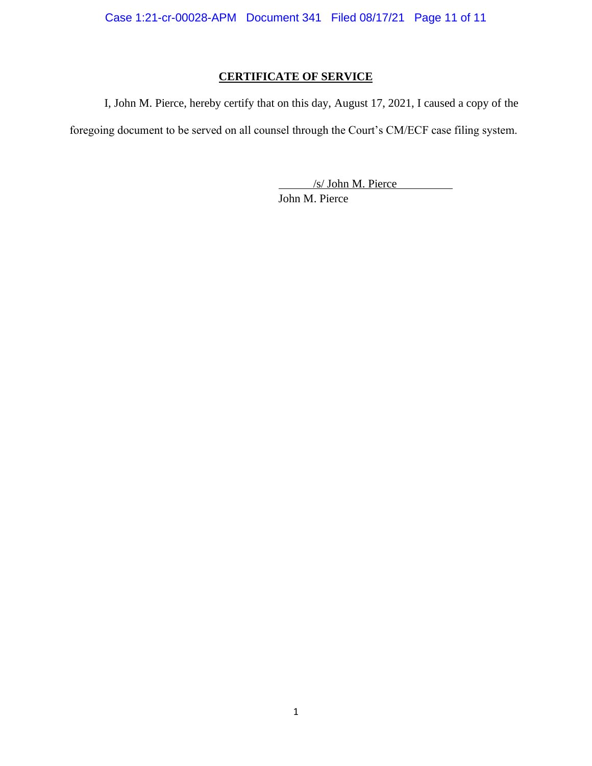## CERTIFICATE OF SERVICE

I, John M. Pierce, hereby certify that on this day, August 17, 2021, I caused a copy of the foregoing document to be served on all counsel through the Court's CM/ECF case filing system.

/s/ John M. Pierce
John M. Pierce